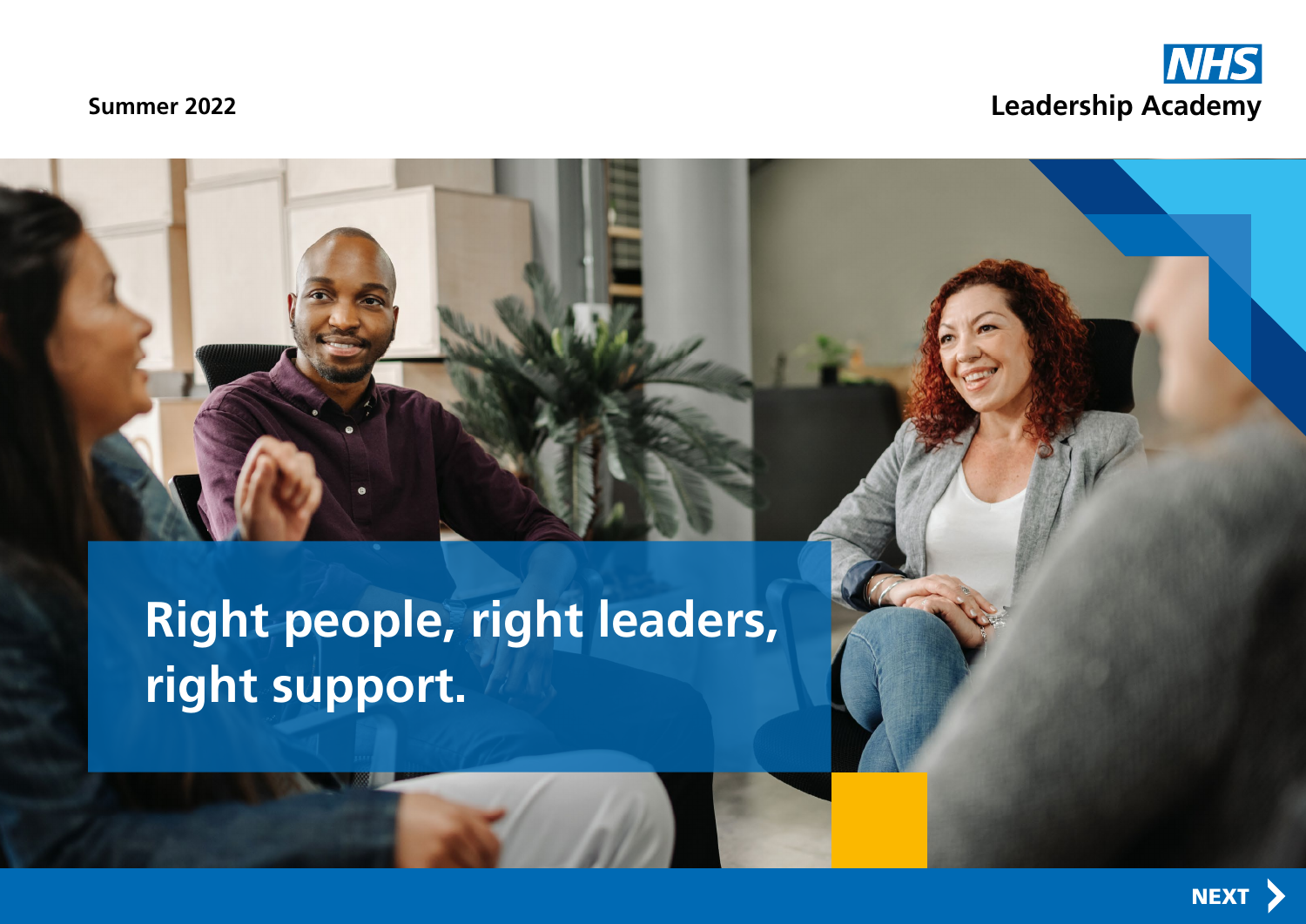Summer 2022

NHS Leadership Academy

# Right people, right leaders, right support.

NEXT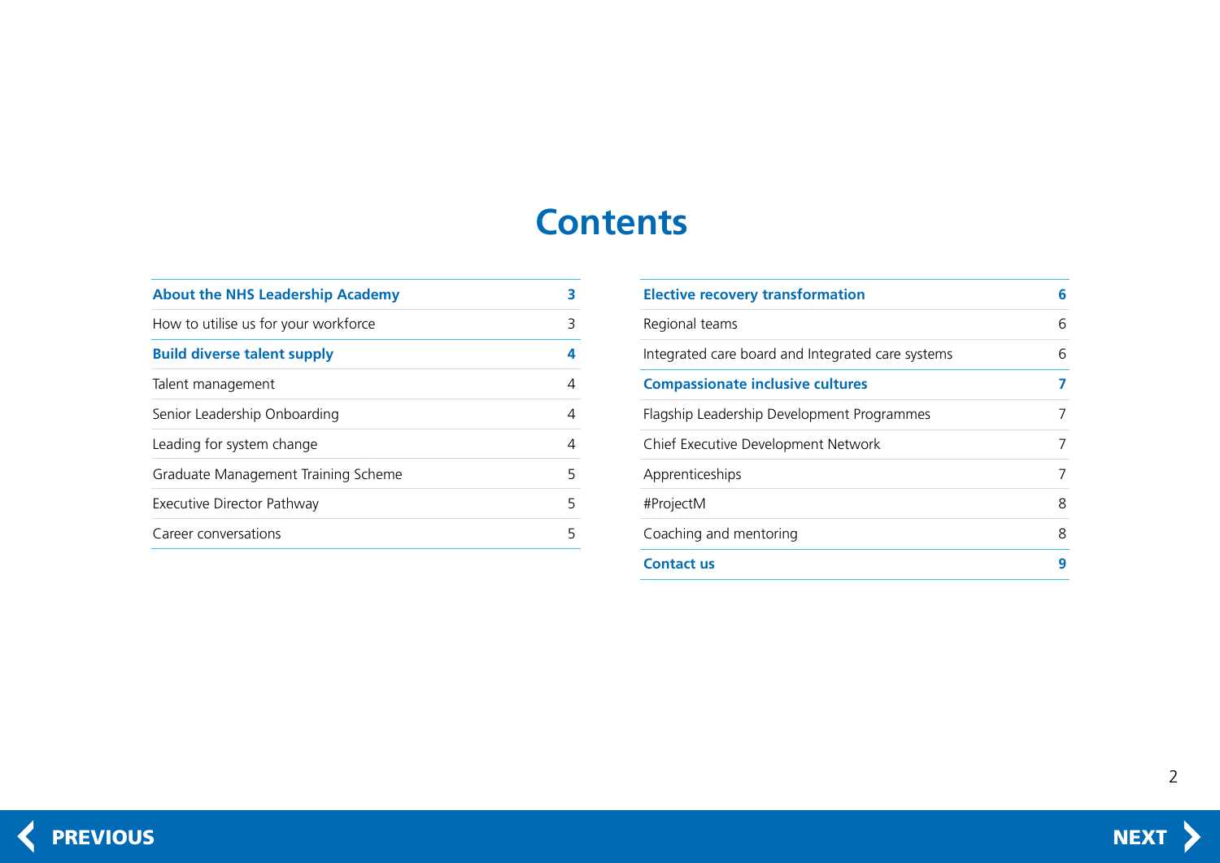# Contents

| | |
|---|---|
| **About the NHS Leadership Academy** | **3** |
| How to utilise us for your workforce | 3 |
| **Build diverse talent supply** | **4** |
| Talent management | 4 |
| Senior Leadership Onboarding | 4 |
| Leading for system change | 4 |
| Graduate Management Training Scheme | 5 |
| Executive Director Pathway | 5 |
| Career conversations | 5 |
| **Elective recovery transformation** | **6** |
| Regional teams | 6 |
| Integrated care board and Integrated care systems | 6 |
| **Compassionate inclusive cultures** | **7** |
| Flagship Leadership Development Programmes | 7 |
| Chief Executive Development Network | 7 |
| Apprenticeships | 7 |
| #ProjectM | 8 |
| Coaching and mentoring | 8 |
| **Contact us** | **9** |

PREVIOUS

NEXT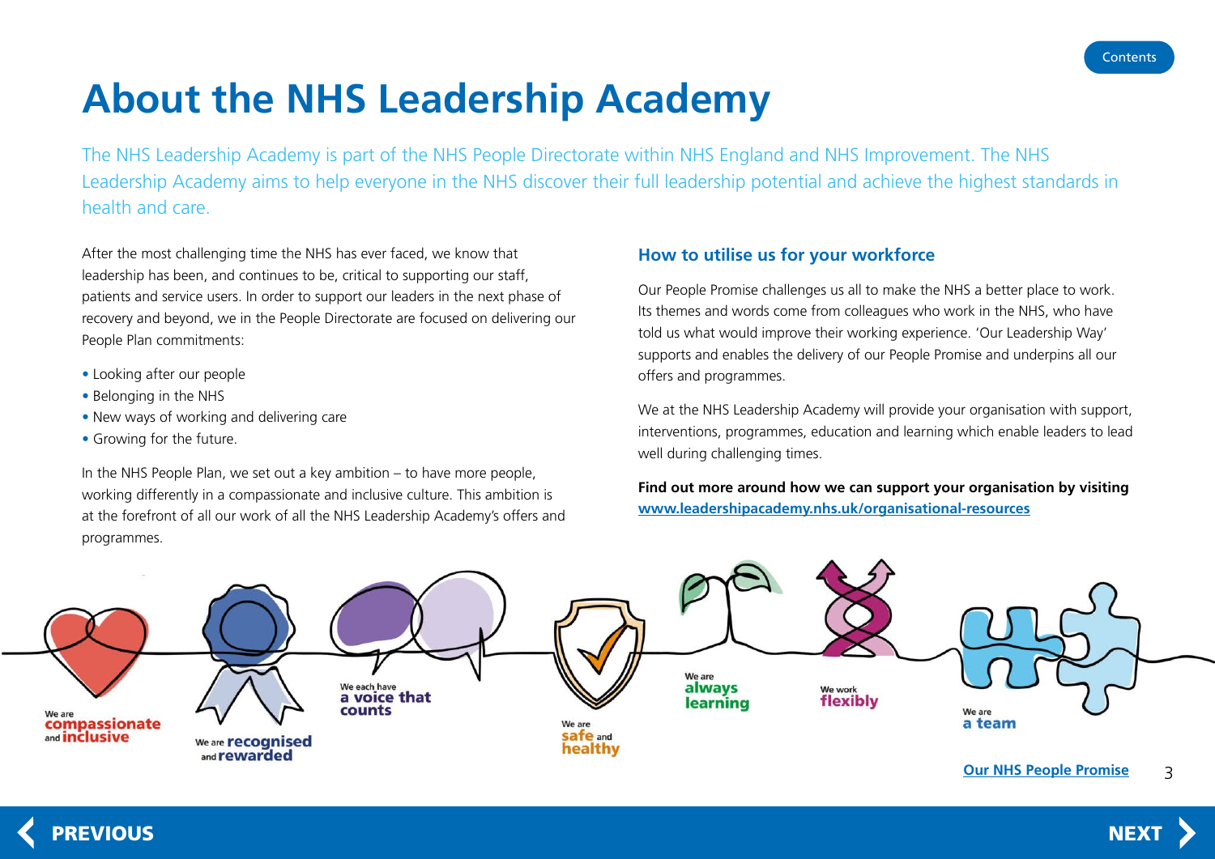# About the NHS Leadership Academy

The NHS Leadership Academy is part of the NHS People Directorate within NHS England and NHS Improvement. The NHS Leadership Academy aims to help everyone in the NHS discover their full leadership potential and achieve the highest standards in health and care.

After the most challenging time the NHS has ever faced, we know that leadership has been, and continues to be, critical to supporting our staff, patients and service users. In order to support our leaders in the next phase of recovery and beyond, we in the People Directorate are focused on delivering our People Plan commitments:

- Looking after our people
- Belonging in the NHS
- New ways of working and delivering care
- Growing for the future.

In the NHS People Plan, we set out a key ambition – to have more people, working differently in a compassionate and inclusive culture. This ambition is at the forefront of all our work of all the NHS Leadership Academy's offers and programmes.

## How to utilise us for your workforce

Our People Promise challenges us all to make the NHS a better place to work. Its themes and words come from colleagues who work in the NHS, who have told us what would improve their working experience. 'Our Leadership Way' supports and enables the delivery of our People Promise and underpins all our offers and programmes.

We at the NHS Leadership Academy will provide your organisation with support, interventions, programmes, education and learning which enable leaders to lead well during challenging times.

**Find out more around how we can support your organisation by visiting [www.leadershipacademy.nhs.uk/organisational-resources](www.leadershipacademy.nhs.uk/organisational-resources)**

We are compassionate and inclusive

We are recognised and rewarded

We each have a voice that counts

We are safe and healthy

We are always learning

We work flexibly

We are a team

Our NHS People Promise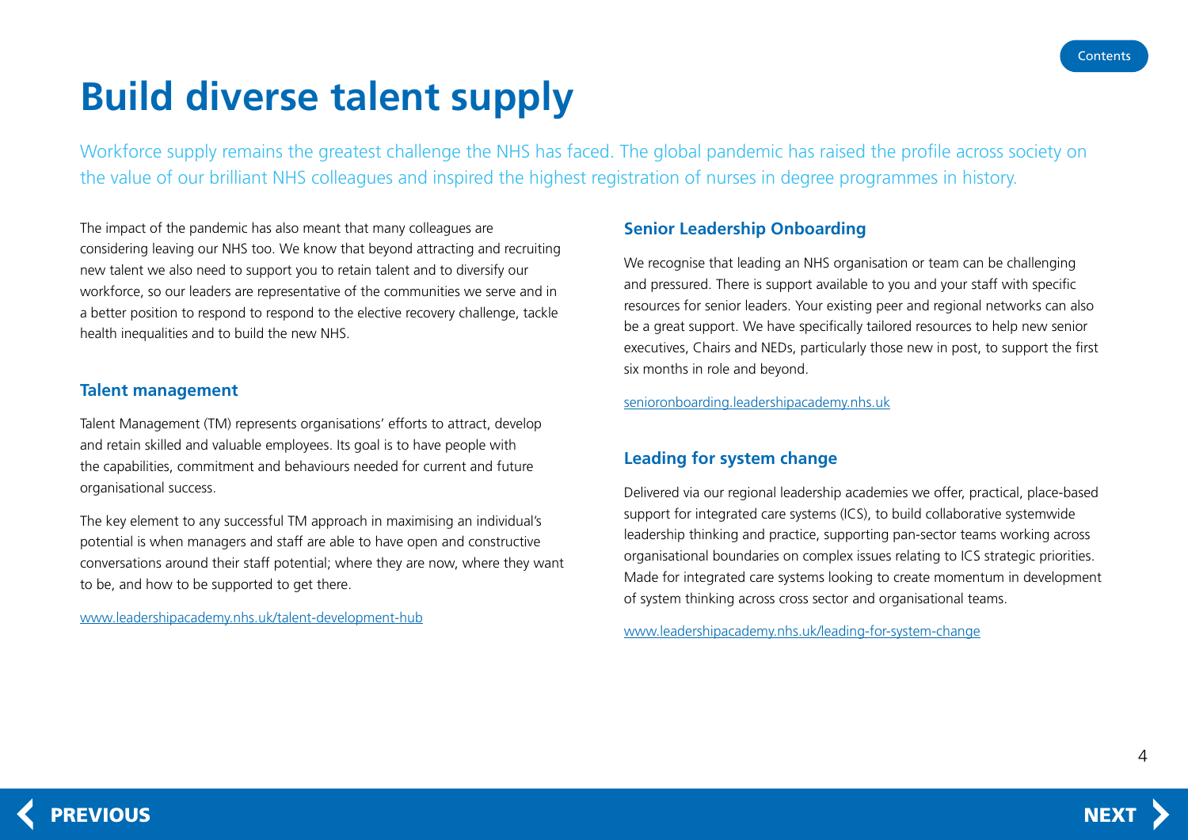# Build diverse talent supply

Workforce supply remains the greatest challenge the NHS has faced. The global pandemic has raised the profile across society on the value of our brilliant NHS colleagues and inspired the highest registration of nurses in degree programmes in history.

The impact of the pandemic has also meant that many colleagues are considering leaving our NHS too. We know that beyond attracting and recruiting new talent we also need to support you to retain talent and to diversify our workforce, so our leaders are representative of the communities we serve and in a better position to respond to respond to the elective recovery challenge, tackle health inequalities and to build the new NHS.

## Talent management

Talent Management (TM) represents organisations' efforts to attract, develop and retain skilled and valuable employees. Its goal is to have people with the capabilities, commitment and behaviours needed for current and future organisational success.

The key element to any successful TM approach in maximising an individual's potential is when managers and staff are able to have open and constructive conversations around their staff potential; where they are now, where they want to be, and how to be supported to get there.

www.leadershipacademy.nhs.uk/talent-development-hub

## Senior Leadership Onboarding

We recognise that leading an NHS organisation or team can be challenging and pressured. There is support available to you and your staff with specific resources for senior leaders. Your existing peer and regional networks can also be a great support. We have specifically tailored resources to help new senior executives, Chairs and NEDs, particularly those new in post, to support the first six months in role and beyond.

senioronboarding.leadershipacademy.nhs.uk

## Leading for system change

Delivered via our regional leadership academies we offer, practical, place-based support for integrated care systems (ICS), to build collaborative systemwide leadership thinking and practice, supporting pan-sector teams working across organisational boundaries on complex issues relating to ICS strategic priorities. Made for integrated care systems looking to create momentum in development of system thinking across cross sector and organisational teams.

www.leadershipacademy.nhs.uk/leading-for-system-change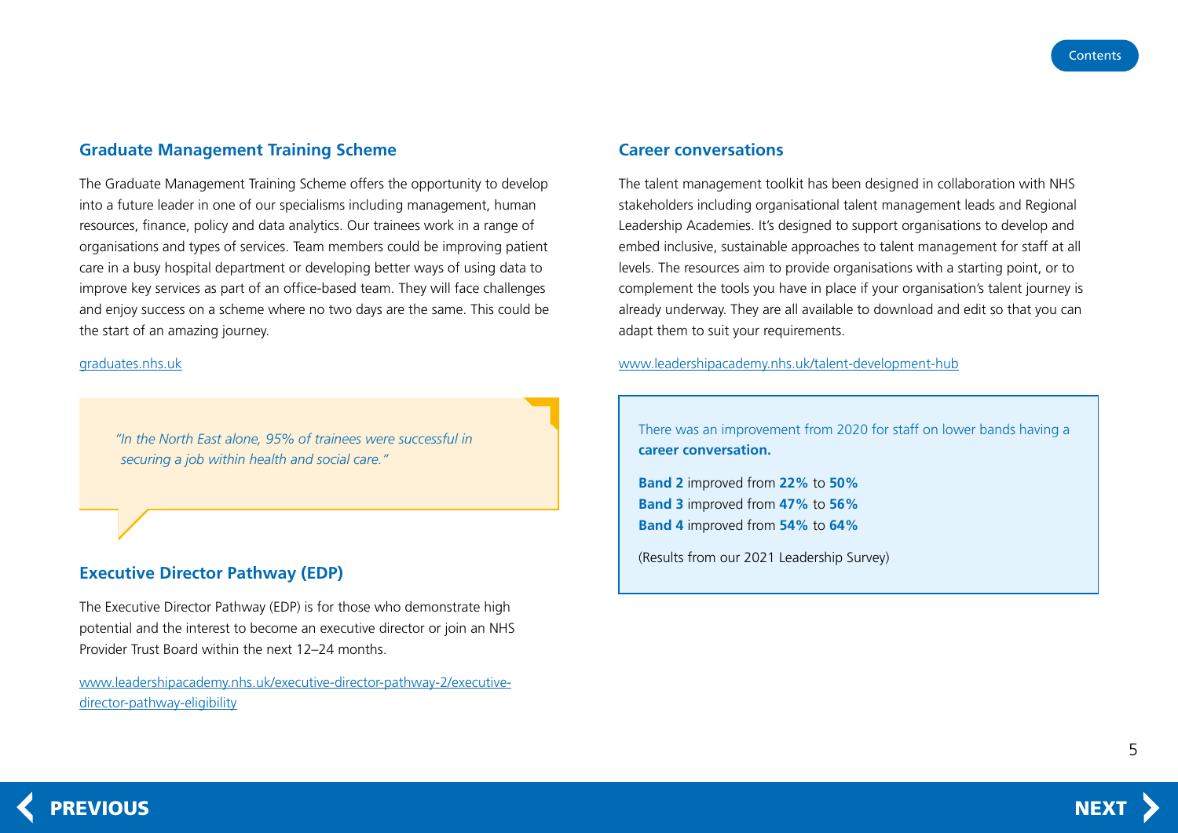## Graduate Management Training Scheme

The Graduate Management Training Scheme offers the opportunity to develop into a future leader in one of our specialisms including management, human resources, finance, policy and data analytics. Our trainees work in a range of organisations and types of services. Team members could be improving patient care in a busy hospital department or developing better ways of using data to improve key services as part of an office-based team. They will face challenges and enjoy success on a scheme where no two days are the same. This could be the start of an amazing journey.

graduates.nhs.uk

> *"In the North East alone, 95% of trainees were successful in securing a job within health and social care."*

## Executive Director Pathway (EDP)

The Executive Director Pathway (EDP) is for those who demonstrate high potential and the interest to become an executive director or join an NHS Provider Trust Board within the next 12–24 months.

www.leadershipacademy.nhs.uk/executive-director-pathway-2/executive-director-pathway-eligibility

## Career conversations

The talent management toolkit has been designed in collaboration with NHS stakeholders including organisational talent management leads and Regional Leadership Academies. It's designed to support organisations to develop and embed inclusive, sustainable approaches to talent management for staff at all levels. The resources aim to provide organisations with a starting point, or to complement the tools you have in place if your organisation's talent journey is already underway. They are all available to download and edit so that you can adapt them to suit your requirements.

www.leadershipacademy.nhs.uk/talent-development-hub

There was an improvement from 2020 for staff on lower bands having a **career conversation.**

**Band 2** improved from **22%** to **50%**
**Band 3** improved from **47%** to **56%**
**Band 4** improved from **54%** to **64%**

(Results from our 2021 Leadership Survey)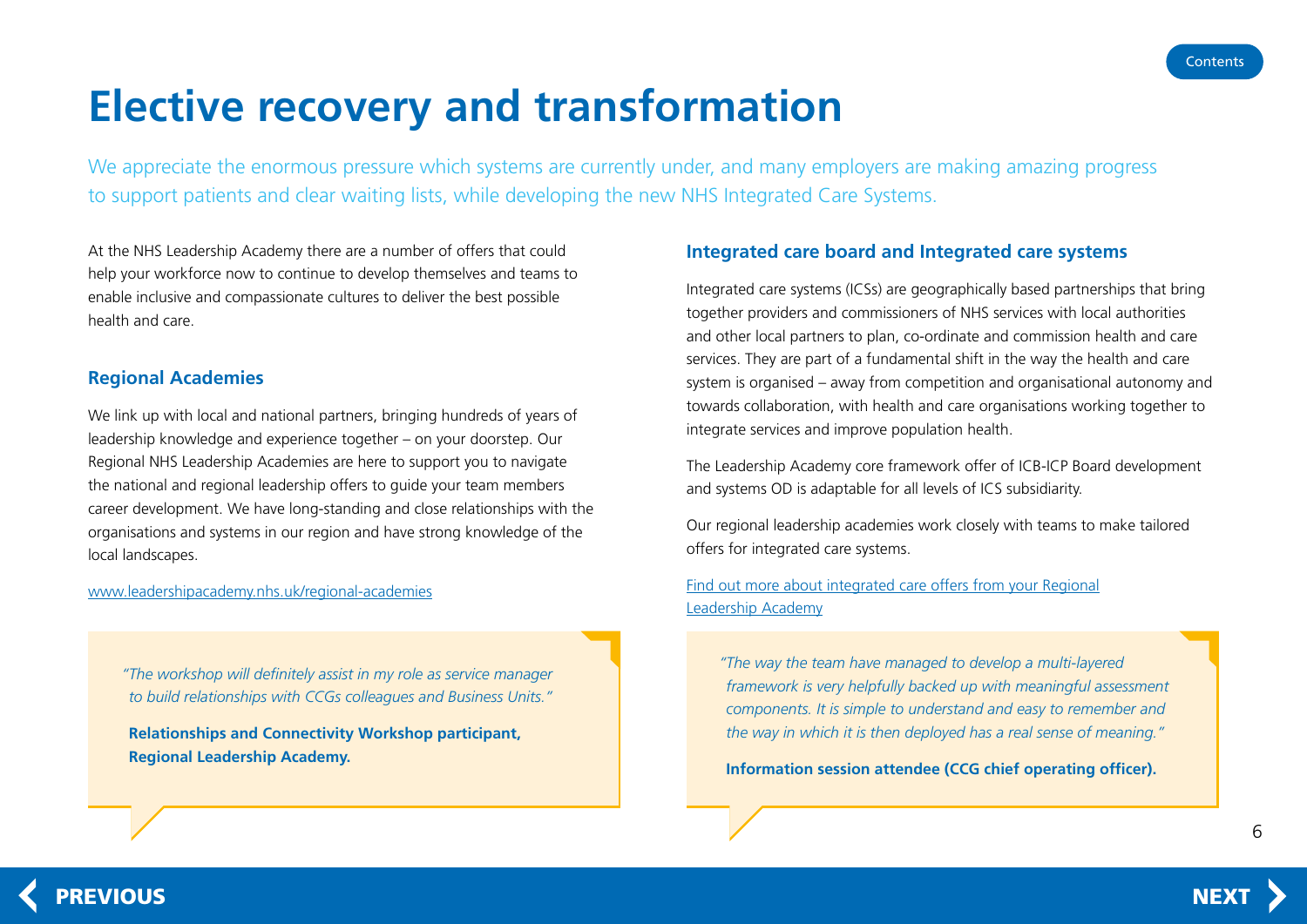# Elective recovery and transformation

We appreciate the enormous pressure which systems are currently under, and many employers are making amazing progress to support patients and clear waiting lists, while developing the new NHS Integrated Care Systems.

At the NHS Leadership Academy there are a number of offers that could help your workforce now to continue to develop themselves and teams to enable inclusive and compassionate cultures to deliver the best possible health and care.

## Regional Academies

We link up with local and national partners, bringing hundreds of years of leadership knowledge and experience together – on your doorstep. Our Regional NHS Leadership Academies are here to support you to navigate the national and regional leadership offers to guide your team members career development. We have long-standing and close relationships with the organisations and systems in our region and have strong knowledge of the local landscapes.

www.leadershipacademy.nhs.uk/regional-academies

*"The workshop will definitely assist in my role as service manager to build relationships with CCGs colleagues and Business Units."*

**Relationships and Connectivity Workshop participant, Regional Leadership Academy.**

## Integrated care board and Integrated care systems

Integrated care systems (ICSs) are geographically based partnerships that bring together providers and commissioners of NHS services with local authorities and other local partners to plan, co-ordinate and commission health and care services. They are part of a fundamental shift in the way the health and care system is organised – away from competition and organisational autonomy and towards collaboration, with health and care organisations working together to integrate services and improve population health.

The Leadership Academy core framework offer of ICB-ICP Board development and systems OD is adaptable for all levels of ICS subsidiarity.

Our regional leadership academies work closely with teams to make tailored offers for integrated care systems.

Find out more about integrated care offers from your Regional Leadership Academy

*"The way the team have managed to develop a multi-layered framework is very helpfully backed up with meaningful assessment components. It is simple to understand and easy to remember and the way in which it is then deployed has a real sense of meaning."*

**Information session attendee (CCG chief operating officer).**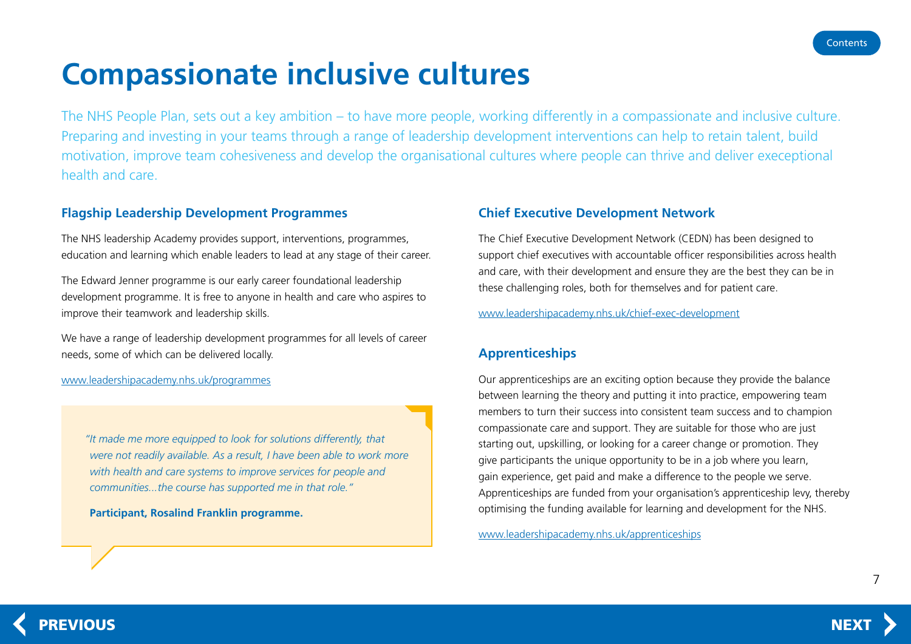# Compassionate inclusive cultures

The NHS People Plan, sets out a key ambition – to have more people, working differently in a compassionate and inclusive culture. Preparing and investing in your teams through a range of leadership development interventions can help to retain talent, build motivation, improve team cohesiveness and develop the organisational cultures where people can thrive and deliver execeptional health and care.

## Flagship Leadership Development Programmes

The NHS leadership Academy provides support, interventions, programmes, education and learning which enable leaders to lead at any stage of their career.

The Edward Jenner programme is our early career foundational leadership development programme. It is free to anyone in health and care who aspires to improve their teamwork and leadership skills.

We have a range of leadership development programmes for all levels of career needs, some of which can be delivered locally.

www.leadershipacademy.nhs.uk/programmes

> *"It made me more equipped to look for solutions differently, that were not readily available. As a result, I have been able to work more with health and care systems to improve services for people and communities...the course has supported me in that role."*
>
> **Participant, Rosalind Franklin programme.**

## Chief Executive Development Network

The Chief Executive Development Network (CEDN) has been designed to support chief executives with accountable officer responsibilities across health and care, with their development and ensure they are the best they can be in these challenging roles, both for themselves and for patient care.

www.leadershipacademy.nhs.uk/chief-exec-development

## Apprenticeships

Our apprenticeships are an exciting option because they provide the balance between learning the theory and putting it into practice, empowering team members to turn their success into consistent team success and to champion compassionate care and support. They are suitable for those who are just starting out, upskilling, or looking for a career change or promotion. They give participants the unique opportunity to be in a job where you learn, gain experience, get paid and make a difference to the people we serve. Apprenticeships are funded from your organisation's apprenticeship levy, thereby optimising the funding available for learning and development for the NHS.

www.leadershipacademy.nhs.uk/apprenticeships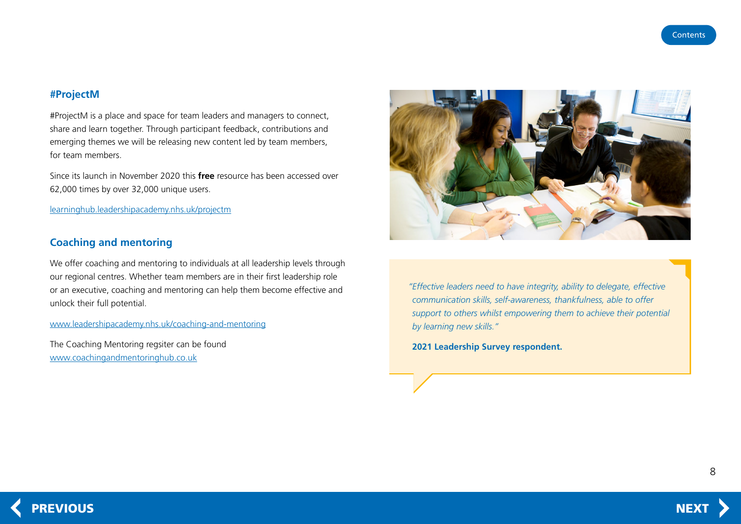## #ProjectM

#ProjectM is a place and space for team leaders and managers to connect, share and learn together. Through participant feedback, contributions and emerging themes we will be releasing new content led by team members, for team members.

Since its launch in November 2020 this **free** resource has been accessed over 62,000 times by over 32,000 unique users.

learninghub.leadershipacademy.nhs.uk/projectm

## Coaching and mentoring

We offer coaching and mentoring to individuals at all leadership levels through our regional centres. Whether team members are in their first leadership role or an executive, coaching and mentoring can help them become effective and unlock their full potential.

www.leadershipacademy.nhs.uk/coaching-and-mentoring

The Coaching Mentoring regsiter can be found www.coachingandmentoringhub.co.uk

*"Effective leaders need to have integrity, ability to delegate, effective communication skills, self-awareness, thankfulness, able to offer support to others whilst empowering them to achieve their potential by learning new skills."*

**2021 Leadership Survey respondent.**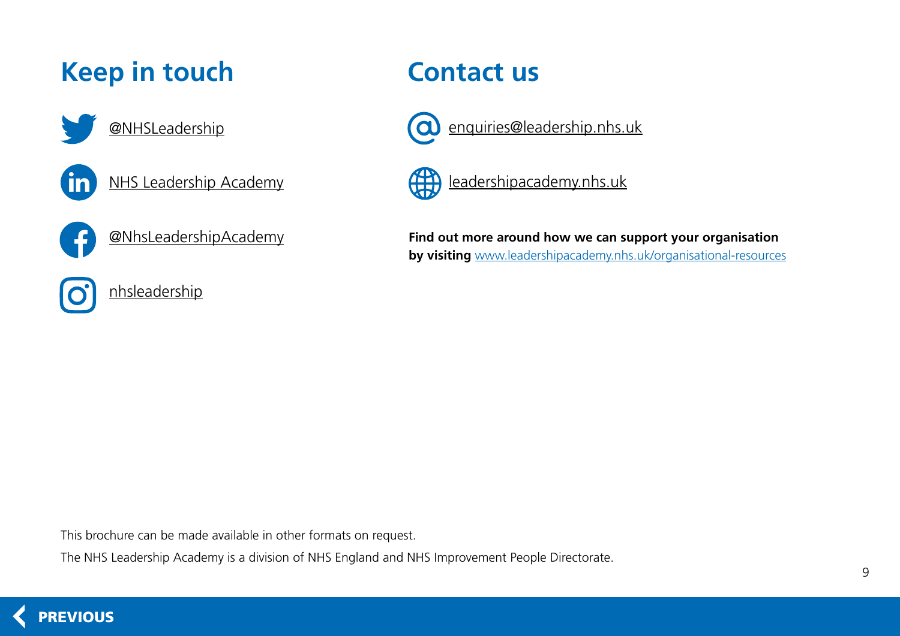## Keep in touch

@NHSLeadership

NHS Leadership Academy

@NhsLeadershipAcademy

nhsleadership

## Contact us

enquiries@leadership.nhs.uk

leadershipacademy.nhs.uk

**Find out more around how we can support your organisation by visiting** www.leadershipacademy.nhs.uk/organisational-resources

This brochure can be made available in other formats on request.

The NHS Leadership Academy is a division of NHS England and NHS Improvement People Directorate.

**PREVIOUS**